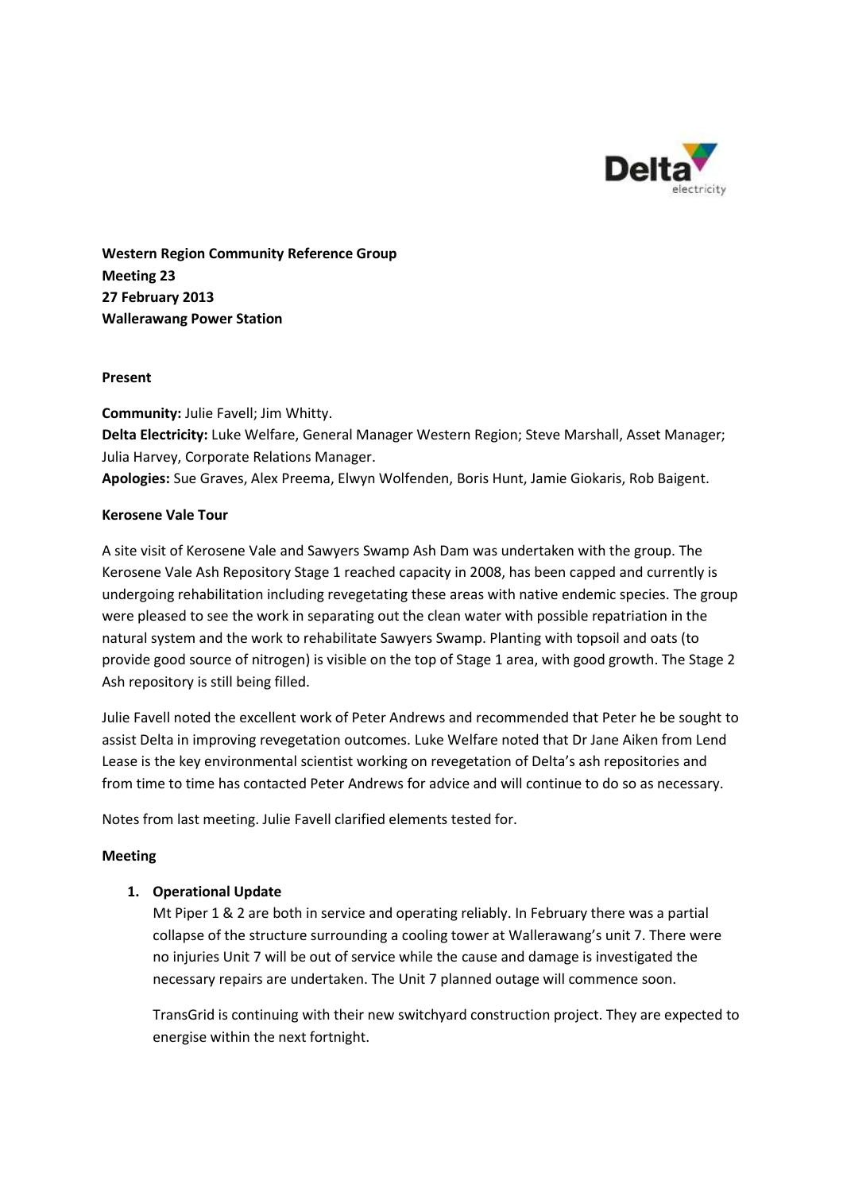**Western Region Community Reference Group**
**Meeting 23**
**27 February 2013**
**Wallerawang Power Station**

**Present**

**Community:** Julie Favell; Jim Whitty.
**Delta Electricity:** Luke Welfare, General Manager Western Region; Steve Marshall, Asset Manager; Julia Harvey, Corporate Relations Manager.
**Apologies:** Sue Graves, Alex Preema, Elwyn Wolfenden, Boris Hunt, Jamie Giokaris, Rob Baigent.

**Kerosene Vale Tour**

A site visit of Kerosene Vale and Sawyers Swamp Ash Dam was undertaken with the group. The Kerosene Vale Ash Repository Stage 1 reached capacity in 2008, has been capped and currently is undergoing rehabilitation including revegetating these areas with native endemic species. The group were pleased to see the work in separating out the clean water with possible repatriation in the natural system and the work to rehabilitate Sawyers Swamp. Planting with topsoil and oats (to provide good source of nitrogen) is visible on the top of Stage 1 area, with good growth. The Stage 2 Ash repository is still being filled.

Julie Favell noted the excellent work of Peter Andrews and recommended that Peter he be sought to assist Delta in improving revegetation outcomes. Luke Welfare noted that Dr Jane Aiken from Lend Lease is the key environmental scientist working on revegetation of Delta's ash repositories and from time to time has contacted Peter Andrews for advice and will continue to do so as necessary.

Notes from last meeting. Julie Favell clarified elements tested for.

**Meeting**

1. **Operational Update**

   Mt Piper 1 & 2 are both in service and operating reliably. In February there was a partial collapse of the structure surrounding a cooling tower at Wallerawang's unit 7. There were no injuries Unit 7 will be out of service while the cause and damage is investigated the necessary repairs are undertaken. The Unit 7 planned outage will commence soon.

   TransGrid is continuing with their new switchyard construction project. They are expected to energise within the next fortnight.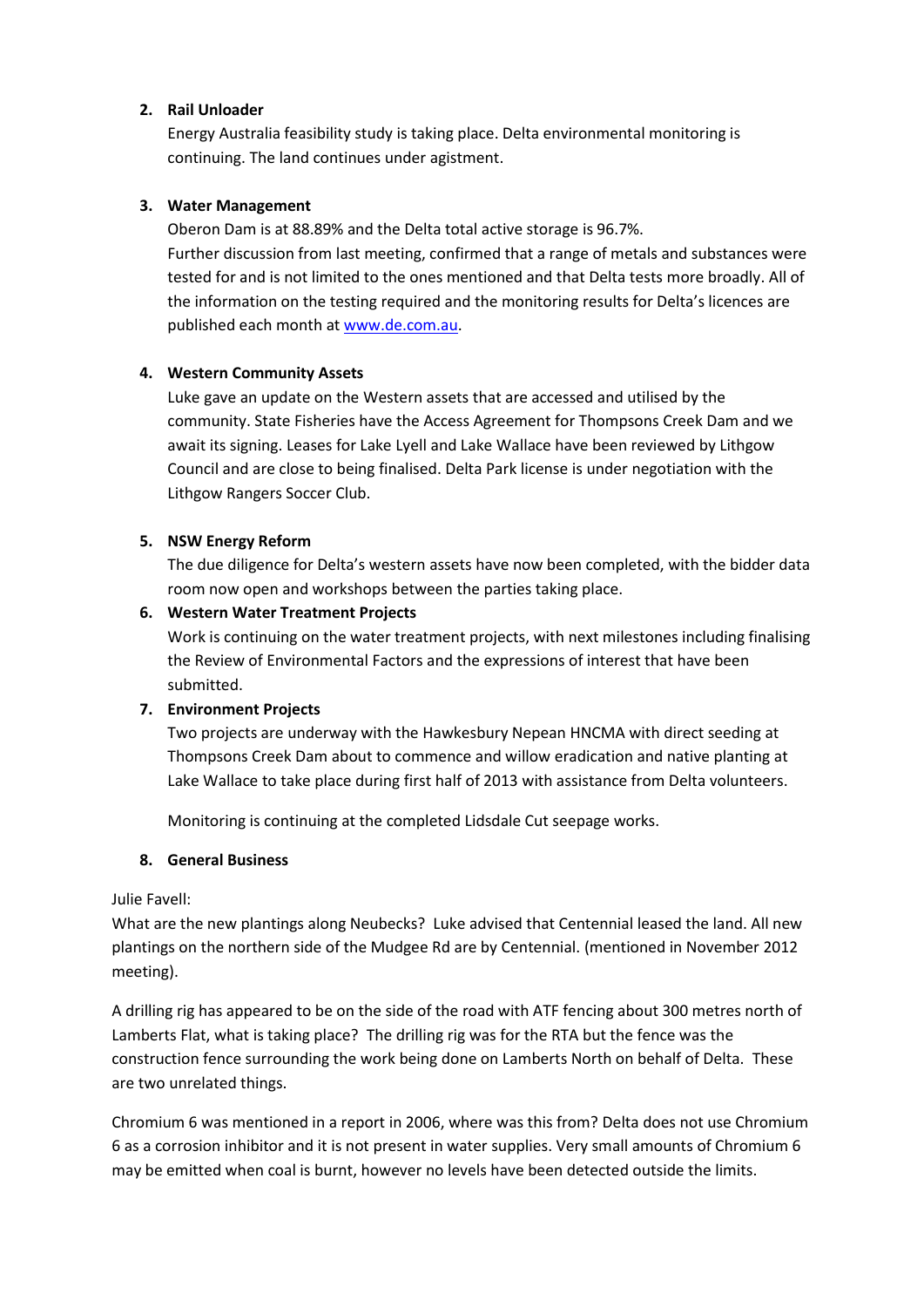2. **Rail Unloader**

   Energy Australia feasibility study is taking place. Delta environmental monitoring is continuing. The land continues under agistment.

3. **Water Management**

   Oberon Dam is at 88.89% and the Delta total active storage is 96.7%.
   Further discussion from last meeting, confirmed that a range of metals and substances were tested for and is not limited to the ones mentioned and that Delta tests more broadly. All of the information on the testing required and the monitoring results for Delta's licences are published each month at [www.de.com.au](http://www.de.com.au).

4. **Western Community Assets**

   Luke gave an update on the Western assets that are accessed and utilised by the community. State Fisheries have the Access Agreement for Thompsons Creek Dam and we await its signing. Leases for Lake Lyell and Lake Wallace have been reviewed by Lithgow Council and are close to being finalised. Delta Park license is under negotiation with the Lithgow Rangers Soccer Club.

5. **NSW Energy Reform**

   The due diligence for Delta's western assets have now been completed, with the bidder data room now open and workshops between the parties taking place.

6. **Western Water Treatment Projects**

   Work is continuing on the water treatment projects, with next milestones including finalising the Review of Environmental Factors and the expressions of interest that have been submitted.

7. **Environment Projects**

   Two projects are underway with the Hawkesbury Nepean HNCMA with direct seeding at Thompsons Creek Dam about to commence and willow eradication and native planting at Lake Wallace to take place during first half of 2013 with assistance from Delta volunteers.

   Monitoring is continuing at the completed Lidsdale Cut seepage works.

8. **General Business**

Julie Favell:

What are the new plantings along Neubecks? Luke advised that Centennial leased the land. All new plantings on the northern side of the Mudgee Rd are by Centennial. (mentioned in November 2012 meeting).

A drilling rig has appeared to be on the side of the road with ATF fencing about 300 metres north of Lamberts Flat, what is taking place? The drilling rig was for the RTA but the fence was the construction fence surrounding the work being done on Lamberts North on behalf of Delta. These are two unrelated things.

Chromium 6 was mentioned in a report in 2006, where was this from? Delta does not use Chromium 6 as a corrosion inhibitor and it is not present in water supplies. Very small amounts of Chromium 6 may be emitted when coal is burnt, however no levels have been detected outside the limits.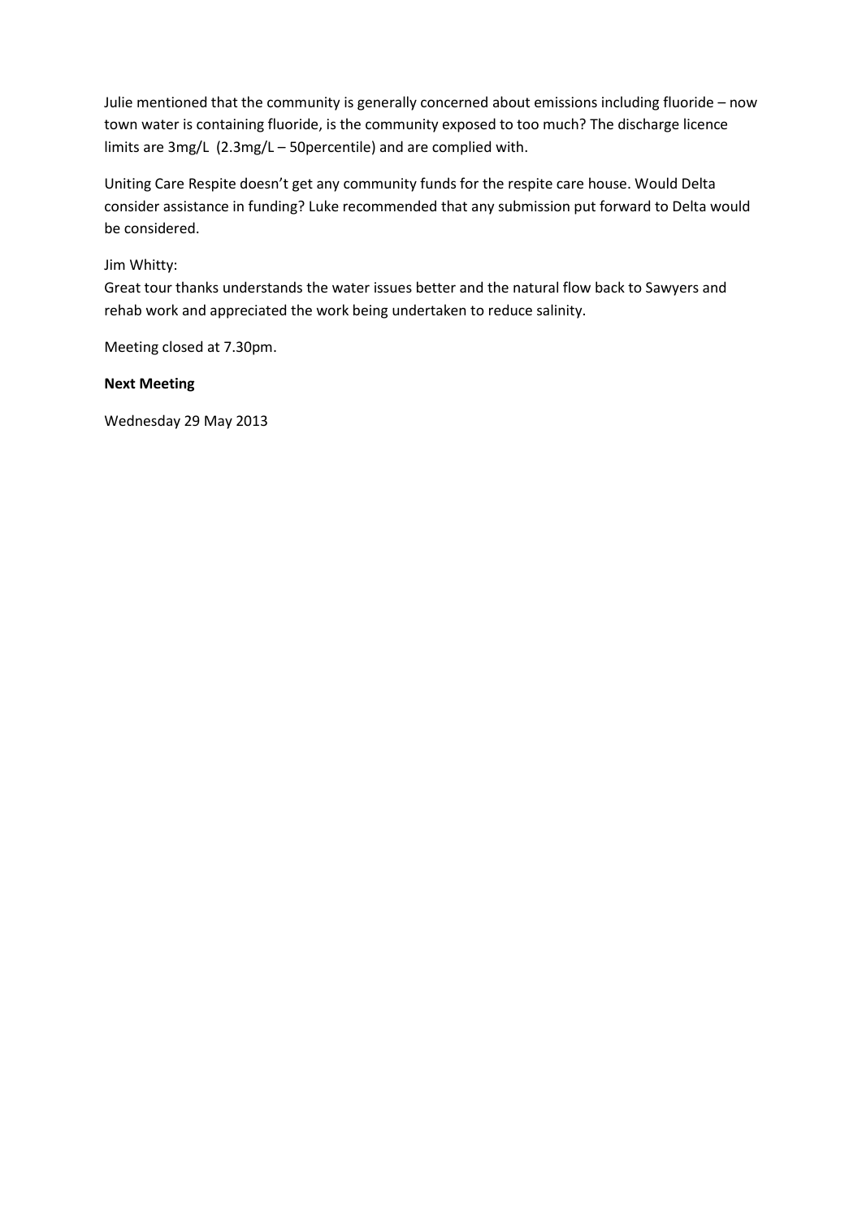Julie mentioned that the community is generally concerned about emissions including fluoride – now town water is containing fluoride, is the community exposed to too much? The discharge licence limits are 3mg/L (2.3mg/L – 50percentile) and are complied with.

Uniting Care Respite doesn't get any community funds for the respite care house. Would Delta consider assistance in funding? Luke recommended that any submission put forward to Delta would be considered.

Jim Whitty:
Great tour thanks understands the water issues better and the natural flow back to Sawyers and rehab work and appreciated the work being undertaken to reduce salinity.

Meeting closed at 7.30pm.

**Next Meeting**

Wednesday 29 May 2013